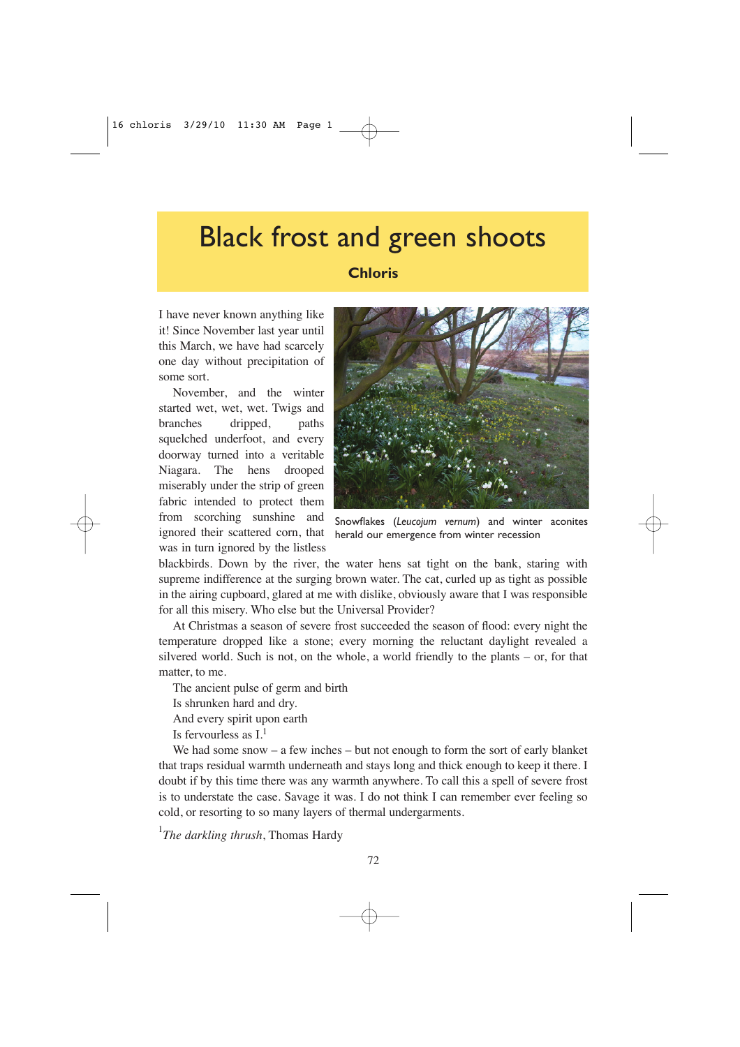# Black frost and green shoots

**Chloris**

I have never known anything like it! Since November last year until this March, we have had scarcely one day without precipitation of some sort.

November, and the winter started wet, wet, wet. Twigs and branches dripped, paths squelched underfoot, and every doorway turned into a veritable Niagara. The hens drooped miserably under the strip of green fabric intended to protect them from scorching sunshine and ignored their scattered corn, that was in turn ignored by the listless blackbirds. Down by the river, the water hens sat tight on the bank, staring with supreme indifference at the surging brown water. The cat, curled up as tight as possible in the airing cupboard, glared at me with dislike, obviously aware that I was responsible for all this misery. Who else but the Universal Provider?

Snowflakes (*Leucojum vernum*) and winter aconites herald our emergence from winter recession

At Christmas a season of severe frost succeeded the season of flood: every night the temperature dropped like a stone; every morning the reluctant daylight revealed a silvered world. Such is not, on the whole, a world friendly to the plants – or, for that matter, to me.

> The ancient pulse of germ and birth
> Is shrunken hard and dry.
> And every spirit upon earth
> Is fervourless as I.[1]

We had some snow – a few inches – but not enough to form the sort of early blanket that traps residual warmth underneath and stays long and thick enough to keep it there. I doubt if by this time there was any warmth anywhere. To call this a spell of severe frost is to understate the case. Savage it was. I do not think I can remember ever feeling so cold, or resorting to so many layers of thermal undergarments.

[1] *The darkling thrush*, Thomas Hardy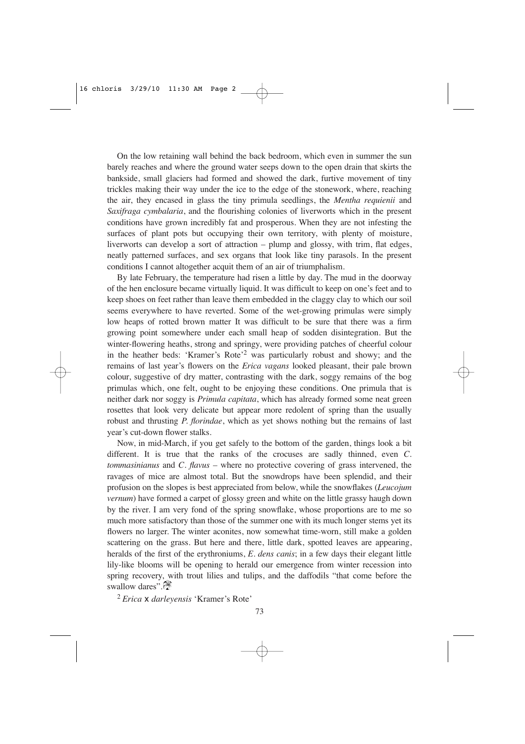On the low retaining wall behind the back bedroom, which even in summer the sun barely reaches and where the ground water seeps down to the open drain that skirts the bankside, small glaciers had formed and showed the dark, furtive movement of tiny trickles making their way under the ice to the edge of the stonework, where, reaching the air, they encased in glass the tiny primula seedlings, the *Mentha requienii* and *Saxifraga cymbalaria*, and the flourishing colonies of liverworts which in the present conditions have grown incredibly fat and prosperous. When they are not infesting the surfaces of plant pots but occupying their own territory, with plenty of moisture, liverworts can develop a sort of attraction – plump and glossy, with trim, flat edges, neatly patterned surfaces, and sex organs that look like tiny parasols. In the present conditions I cannot altogether acquit them of an air of triumphalism.

By late February, the temperature had risen a little by day. The mud in the doorway of the hen enclosure became virtually liquid. It was difficult to keep on one's feet and to keep shoes on feet rather than leave them embedded in the claggy clay to which our soil seems everywhere to have reverted. Some of the wet-growing primulas were simply low heaps of rotted brown matter It was difficult to be sure that there was a firm growing point somewhere under each small heap of sodden disintegration. But the winter-flowering heaths, strong and springy, were providing patches of cheerful colour in the heather beds: 'Kramer's Rote'[2] was particularly robust and showy; and the remains of last year's flowers on the *Erica vagans* looked pleasant, their pale brown colour, suggestive of dry matter, contrasting with the dark, soggy remains of the bog primulas which, one felt, ought to be enjoying these conditions. One primula that is neither dark nor soggy is *Primula capitata*, which has already formed some neat green rosettes that look very delicate but appear more redolent of spring than the usually robust and thrusting *P. florindae*, which as yet shows nothing but the remains of last year's cut-down flower stalks.

Now, in mid-March, if you get safely to the bottom of the garden, things look a bit different. It is true that the ranks of the crocuses are sadly thinned, even *C. tommasinianus* and *C. flavus* – where no protective covering of grass intervened, the ravages of mice are almost total. But the snowdrops have been splendid, and their profusion on the slopes is best appreciated from below, while the snowflakes (*Leucojum vernum*) have formed a carpet of glossy green and white on the little grassy haugh down by the river. I am very fond of the spring snowflake, whose proportions are to me so much more satisfactory than those of the summer one with its much longer stems yet its flowers no larger. The winter aconites, now somewhat time-worn, still make a golden scattering on the grass. But here and there, little dark, spotted leaves are appearing, heralds of the first of the erythroniums, *E. dens canis*; in a few days their elegant little lily-like blooms will be opening to herald our emergence from winter recession into spring recovery, with trout lilies and tulips, and the daffodils "that come before the swallow dares".

[2] *Erica* x *darleyensis* 'Kramer's Rote'